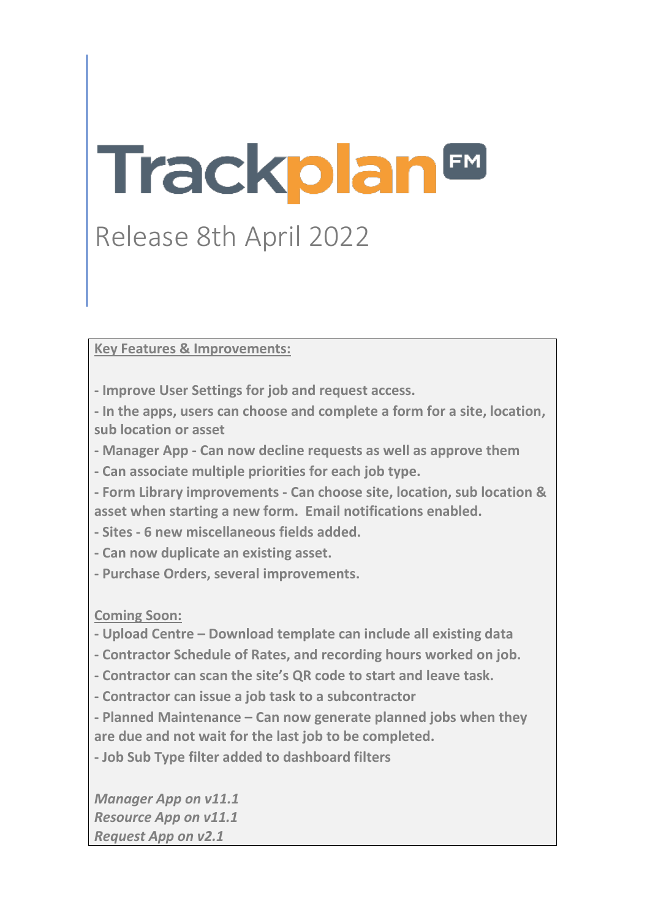# TrackplanFM

## Release 8th April 2022

**Key Features & Improvements:**

**- Improve User Settings for job and request access.**

**- In the apps, users can choose and complete a form for a site, location, sub location or asset**

**- Manager App - Can now decline requests as well as approve them**

**- Can associate multiple priorities for each job type.**

**- Form Library improvements - Can choose site, location, sub location & asset when starting a new form. Email notifications enabled.**

**- Sites - 6 new miscellaneous fields added.**

**- Can now duplicate an existing asset.**

**- Purchase Orders, several improvements.**

**Coming Soon:**

**- Upload Centre – Download template can include all existing data**

**- Contractor Schedule of Rates, and recording hours worked on job.**

**- Contractor can scan the site's QR code to start and leave task.**

**- Contractor can issue a job task to a subcontractor**

**- Planned Maintenance – Can now generate planned jobs when they are due and not wait for the last job to be completed.**

**- Job Sub Type filter added to dashboard filters**

***Manager App on v11.1***
***Resource App on v11.1***
***Request App on v2.1***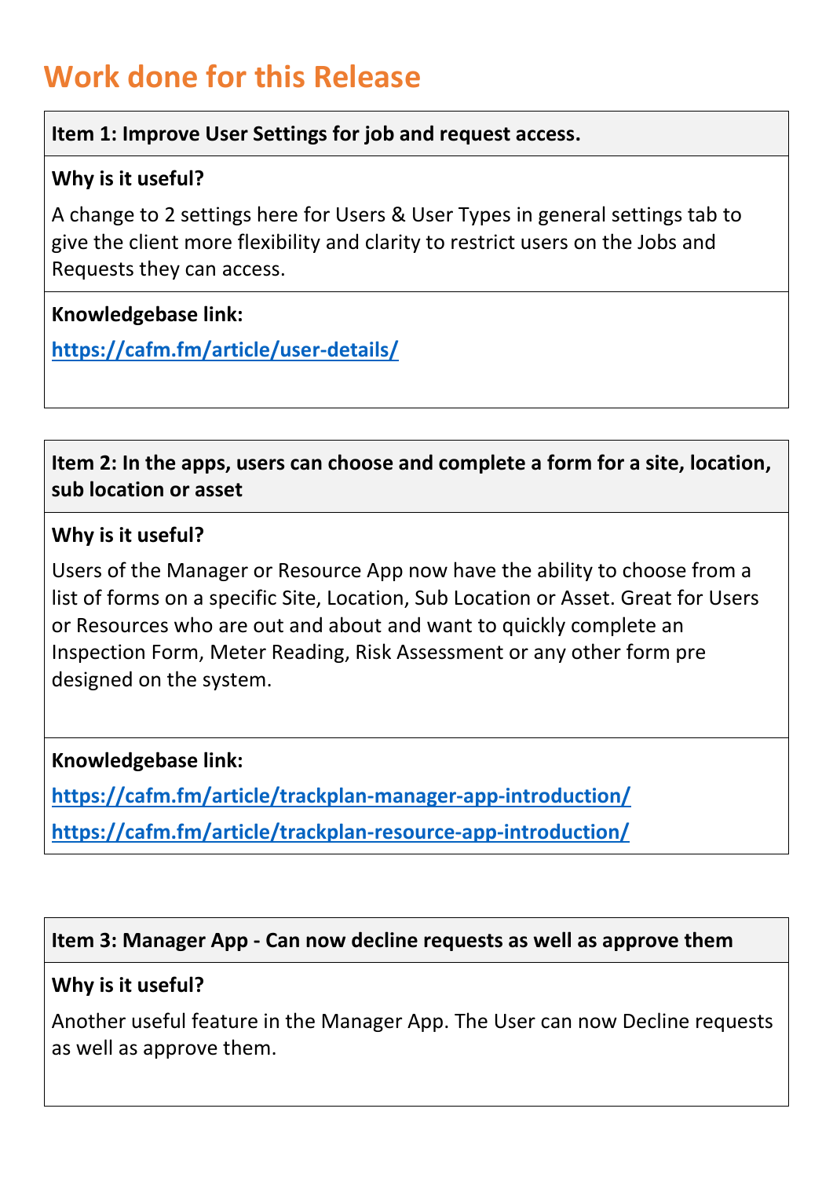# Work done for this Release

**Item 1: Improve User Settings for job and request access.**

**Why is it useful?**

A change to 2 settings here for Users & User Types in general settings tab to give the client more flexibility and clarity to restrict users on the Jobs and Requests they can access.

**Knowledgebase link:**

[https://cafm.fm/article/user-details/](https://cafm.fm/article/user-details/)

**Item 2: In the apps, users can choose and complete a form for a site, location, sub location or asset**

**Why is it useful?**

Users of the Manager or Resource App now have the ability to choose from a list of forms on a specific Site, Location, Sub Location or Asset. Great for Users or Resources who are out and about and want to quickly complete an Inspection Form, Meter Reading, Risk Assessment or any other form pre designed on the system.

**Knowledgebase link:**

[https://cafm.fm/article/trackplan-manager-app-introduction/](https://cafm.fm/article/trackplan-manager-app-introduction/)

[https://cafm.fm/article/trackplan-resource-app-introduction/](https://cafm.fm/article/trackplan-resource-app-introduction/)

**Item 3: Manager App - Can now decline requests as well as approve them**

**Why is it useful?**

Another useful feature in the Manager App. The User can now Decline requests as well as approve them.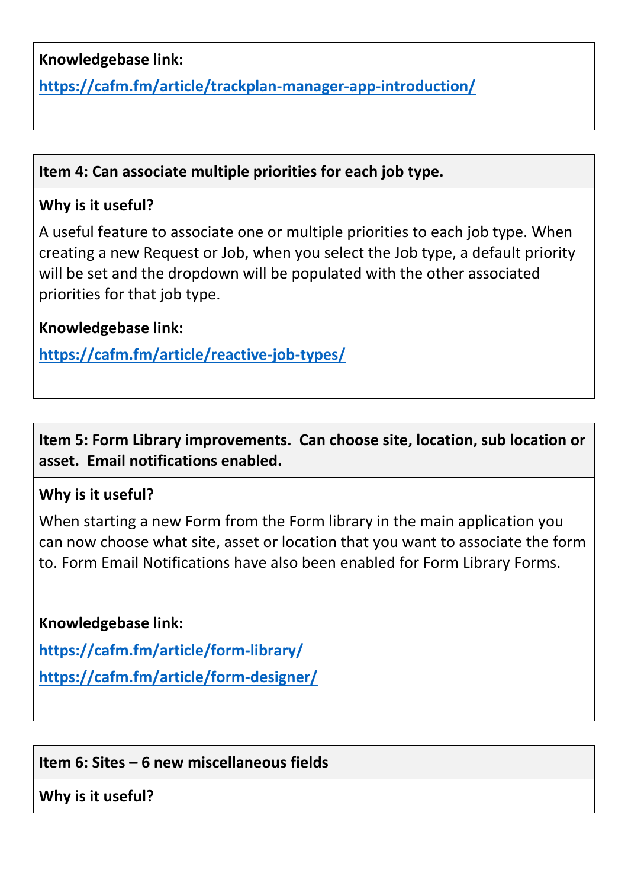**Knowledgebase link:**

https://cafm.fm/article/trackplan-manager-app-introduction/

**Item 4: Can associate multiple priorities for each job type.**

**Why is it useful?**

A useful feature to associate one or multiple priorities to each job type. When creating a new Request or Job, when you select the Job type, a default priority will be set and the dropdown will be populated with the other associated priorities for that job type.

**Knowledgebase link:**

https://cafm.fm/article/reactive-job-types/

**Item 5: Form Library improvements. Can choose site, location, sub location or asset. Email notifications enabled.**

**Why is it useful?**

When starting a new Form from the Form library in the main application you can now choose what site, asset or location that you want to associate the form to. Form Email Notifications have also been enabled for Form Library Forms.

**Knowledgebase link:**

https://cafm.fm/article/form-library/

https://cafm.fm/article/form-designer/

**Item 6: Sites – 6 new miscellaneous fields**

**Why is it useful?**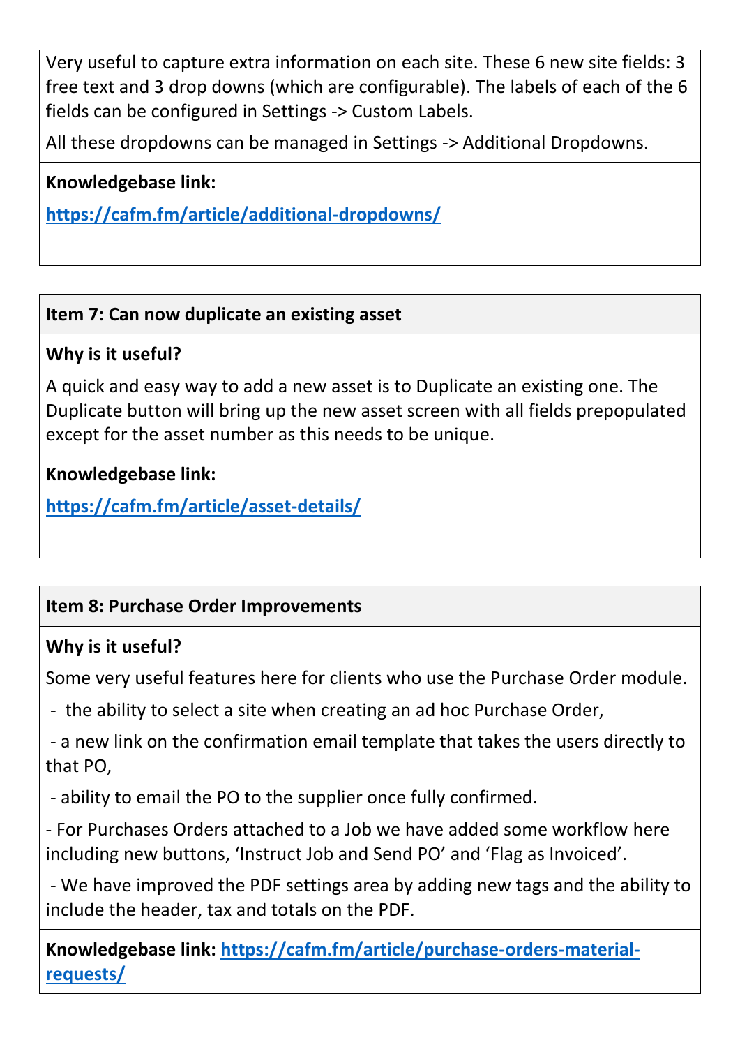Very useful to capture extra information on each site. These 6 new site fields: 3 free text and 3 drop downs (which are configurable). The labels of each of the 6 fields can be configured in Settings -> Custom Labels.

All these dropdowns can be managed in Settings -> Additional Dropdowns.

**Knowledgebase link:**

**https://cafm.fm/article/additional-dropdowns/**

**Item 7: Can now duplicate an existing asset**

**Why is it useful?**

A quick and easy way to add a new asset is to Duplicate an existing one. The Duplicate button will bring up the new asset screen with all fields prepopulated except for the asset number as this needs to be unique.

**Knowledgebase link:**

**https://cafm.fm/article/asset-details/**

**Item 8: Purchase Order Improvements**

**Why is it useful?**

Some very useful features here for clients who use the Purchase Order module.

- the ability to select a site when creating an ad hoc Purchase Order,
- a new link on the confirmation email template that takes the users directly to that PO,
- ability to email the PO to the supplier once fully confirmed.
- For Purchases Orders attached to a Job we have added some workflow here including new buttons, 'Instruct Job and Send PO' and 'Flag as Invoiced'.
- We have improved the PDF settings area by adding new tags and the ability to include the header, tax and totals on the PDF.

**Knowledgebase link: https://cafm.fm/article/purchase-orders-material-requests/**